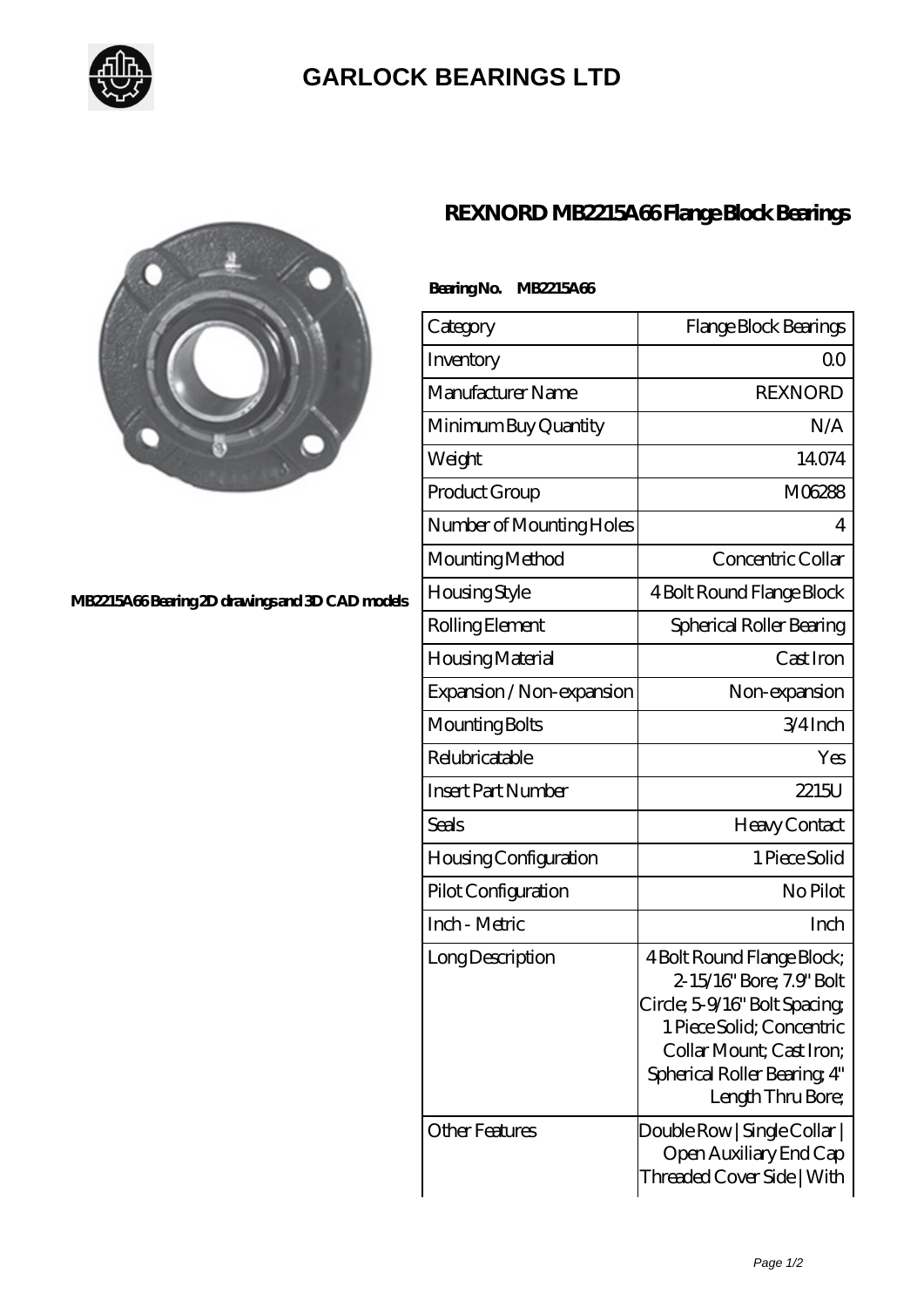# GARLOCK BEARINGS LTD

## REXNORD MB2215A66 Flange Block Bearings

MB2215A66 Bearing 2D drawings and 3D CAD models

**Bearing No. MB2215A66**

| Category | Flange Block Bearings |
|---|---|
| Inventory | 0.0 |
| Manufacturer Name | REXNORD |
| Minimum Buy Quantity | N/A |
| Weight | 14.074 |
| Product Group | M06288 |
| Number of Mounting Holes | 4 |
| Mounting Method | Concentric Collar |
| Housing Style | 4 Bolt Round Flange Block |
| Rolling Element | Spherical Roller Bearing |
| Housing Material | Cast Iron |
| Expansion / Non-expansion | Non-expansion |
| Mounting Bolts | 3/4 Inch |
| Relubricatable | Yes |
| Insert Part Number | 2215U |
| Seals | Heavy Contact |
| Housing Configuration | 1 Piece Solid |
| Pilot Configuration | No Pilot |
| Inch - Metric | Inch |
| Long Description | 4 Bolt Round Flange Block; 2-15/16" Bore; 7.9" Bolt Circle; 5-9/16" Bolt Spacing; 1 Piece Solid; Concentric Collar Mount; Cast Iron; Spherical Roller Bearing; 4" Length Thru Bore; |
| Other Features | Double Row \| Single Collar \| Open Auxiliary End Cap Threaded Cover Side \| With |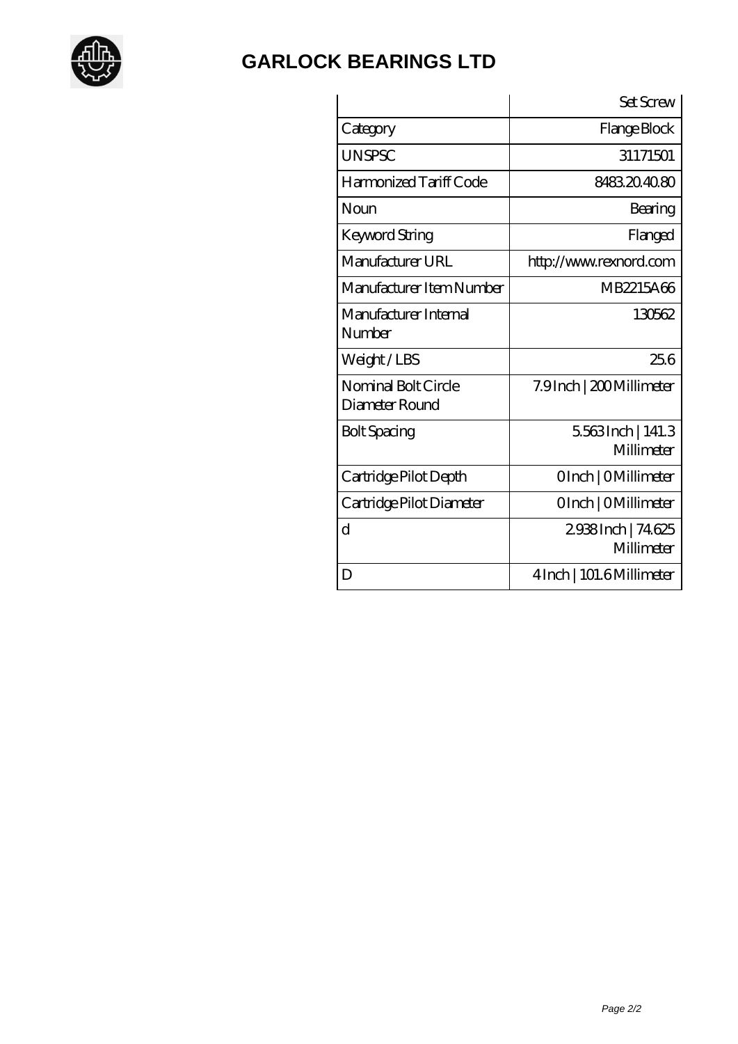## GARLOCK BEARINGS LTD

| | |
|---|---|
| | Set Screw |
| Category | Flange Block |
| UNSPSC | 31171501 |
| Harmonized Tariff Code | 8483.20.40.80 |
| Noun | Bearing |
| Keyword String | Flanged |
| Manufacturer URL | http://www.rexnord.com |
| Manufacturer Item Number | MB2215A66 |
| Manufacturer Internal Number | 130562 |
| Weight / LBS | 25.6 |
| Nominal Bolt Circle Diameter Round | 7.9 Inch \| 200 Millimeter |
| Bolt Spacing | 5.563 Inch \| 141.3 Millimeter |
| Cartridge Pilot Depth | 0 Inch \| 0 Millimeter |
| Cartridge Pilot Diameter | 0 Inch \| 0 Millimeter |
| d | 2.938 Inch \| 74.625 Millimeter |
| D | 4 Inch \| 101.6 Millimeter |